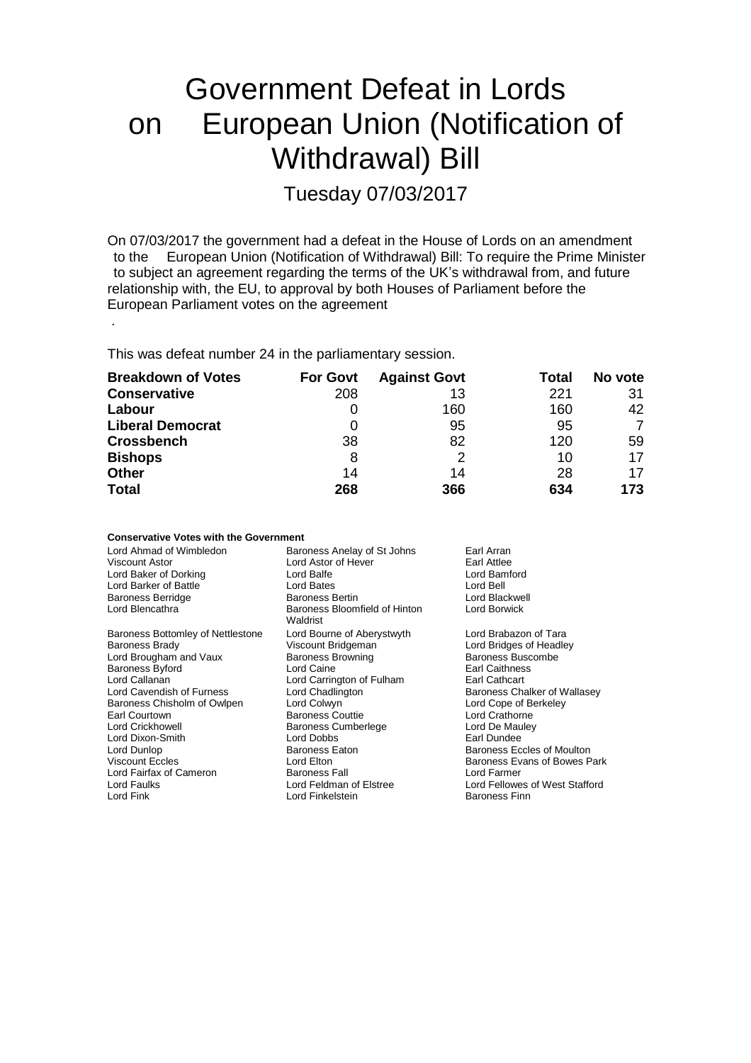# Government Defeat in Lords on European Union (Notification of Withdrawal) Bill

Tuesday 07/03/2017

On 07/03/2017 the government had a defeat in the House of Lords on an amendment to the European Union (Notification of Withdrawal) Bill: To require the Prime Minister to subject an agreement regarding the terms of the UK's withdrawal from, and future relationship with, the EU, to approval by both Houses of Parliament before the European Parliament votes on the agreement

.

This was defeat number 24 in the parliamentary session.

| **Breakdown of Votes** | **For Govt** | **Against Govt** | **Total** | **No vote** |
|---|---|---|---|---|
| **Conservative** | 208 | 13 | 221 | 31 |
| **Labour** | 0 | 160 | 160 | 42 |
| **Liberal Democrat** | 0 | 95 | 95 | 7 |
| **Crossbench** | 38 | 82 | 120 | 59 |
| **Bishops** | 8 | 2 | 10 | 17 |
| **Other** | 14 | 14 | 28 | 17 |
| **Total** | **268** | **366** | **634** | **173** |

**Conservative Votes with the Government**

| | | |
|---|---|---|
| Lord Ahmad of Wimbledon | Baroness Anelay of St Johns | Earl Arran |
| Viscount Astor | Lord Astor of Hever | Earl Attlee |
| Lord Baker of Dorking | Lord Balfe | Lord Bamford |
| Lord Barker of Battle | Lord Bates | Lord Bell |
| Baroness Berridge | Baroness Bertin | Lord Blackwell |
| Lord Blencathra | Baroness Bloomfield of Hinton Waldrist | Lord Borwick |
| Baroness Bottomley of Nettlestone | Lord Bourne of Aberystwyth | Lord Brabazon of Tara |
| Baroness Brady | Viscount Bridgeman | Lord Bridges of Headley |
| Lord Brougham and Vaux | Baroness Browning | Baroness Buscombe |
| Baroness Byford | Lord Caine | Earl Caithness |
| Lord Callanan | Lord Carrington of Fulham | Earl Cathcart |
| Lord Cavendish of Furness | Lord Chadlington | Baroness Chalker of Wallasey |
| Baroness Chisholm of Owlpen | Lord Colwyn | Lord Cope of Berkeley |
| Earl Courtown | Baroness Couttie | Lord Crathorne |
| Lord Crickhowell | Baroness Cumberlege | Lord De Mauley |
| Lord Dixon-Smith | Lord Dobbs | Earl Dundee |
| Lord Dunlop | Baroness Eaton | Baroness Eccles of Moulton |
| Viscount Eccles | Lord Elton | Baroness Evans of Bowes Park |
| Lord Fairfax of Cameron | Baroness Fall | Lord Farmer |
| Lord Faulks | Lord Feldman of Elstree | Lord Fellowes of West Stafford |
| Lord Fink | Lord Finkelstein | Baroness Finn |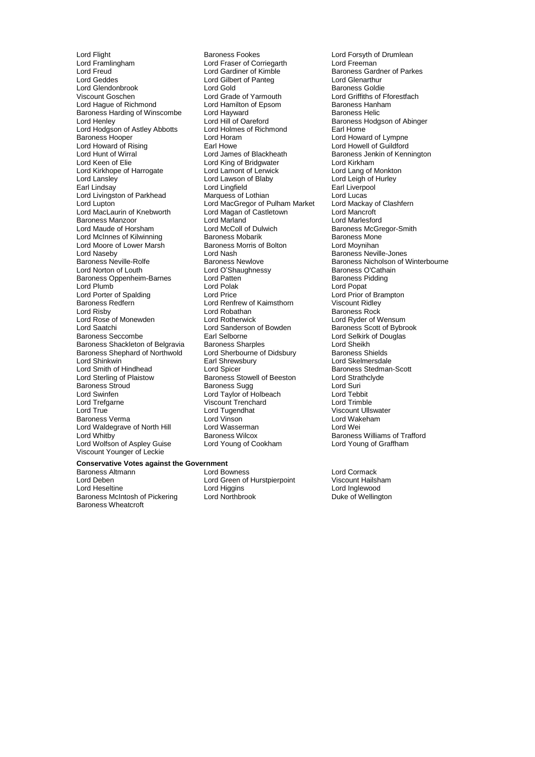Lord Flight
Lord Framlingham
Lord Freud
Lord Geddes
Lord Glendonbrook
Viscount Goschen
Lord Hague of Richmond
Baroness Harding of Winscombe
Lord Henley
Lord Hodgson of Astley Abbotts
Baroness Hooper
Lord Howard of Rising
Lord Hunt of Wirral
Lord Keen of Elie
Lord Kirkhope of Harrogate
Lord Lansley
Earl Lindsay
Lord Livingston of Parkhead
Lord Lupton
Lord MacLaurin of Knebworth
Baroness Manzoor
Lord Maude of Horsham
Lord McInnes of Kilwinning
Lord Moore of Lower Marsh
Lord Naseby
Baroness Neville-Rolfe
Lord Norton of Louth
Baroness Oppenheim-Barnes
Lord Plumb
Lord Porter of Spalding
Baroness Redfern
Lord Risby
Lord Rose of Monewden
Lord Saatchi
Baroness Seccombe
Baroness Shackleton of Belgravia
Baroness Shephard of Northwold
Lord Shinkwin
Lord Smith of Hindhead
Lord Sterling of Plaistow
Baroness Stroud
Lord Swinfen
Lord Trefgarne
Lord True
Baroness Verma
Lord Waldegrave of North Hill
Lord Whitby
Lord Wolfson of Aspley Guise
Viscount Younger of Leckie
Baroness Fookes
Lord Fraser of Corriegarth
Lord Gardiner of Kimble
Lord Gilbert of Panteg
Lord Gold
Lord Grade of Yarmouth
Lord Hamilton of Epsom
Lord Hayward
Lord Hill of Oareford
Lord Holmes of Richmond
Lord Horam
Earl Howe
Lord James of Blackheath
Lord King of Bridgwater
Lord Lamont of Lerwick
Lord Lawson of Blaby
Lord Lingfield
Marquess of Lothian
Lord MacGregor of Pulham Market
Lord Magan of Castletown
Lord Marland
Lord McColl of Dulwich
Baroness Mobarik
Baroness Morris of Bolton
Lord Nash
Baroness Newlove
Lord O'Shaughnessy
Lord Patten
Lord Polak
Lord Price
Lord Renfrew of Kaimsthorn
Lord Robathan
Lord Rotherwick
Lord Sanderson of Bowden
Earl Selborne
Baroness Sharples
Lord Sherbourne of Didsbury
Earl Shrewsbury
Lord Spicer
Baroness Stowell of Beeston
Baroness Sugg
Lord Taylor of Holbeach
Viscount Trenchard
Lord Tugendhat
Lord Vinson
Lord Wasserman
Baroness Wilcox
Lord Young of Cookham
Lord Forsyth of Drumlean
Lord Freeman
Baroness Gardner of Parkes
Lord Glenarthur
Baroness Goldie
Lord Griffiths of Fforestfach
Baroness Hanham
Baroness Helic
Baroness Hodgson of Abinger
Earl Home
Lord Howard of Lympne
Lord Howell of Guildford
Baroness Jenkin of Kennington
Lord Kirkham
Lord Lang of Monkton
Lord Leigh of Hurley
Earl Liverpool
Lord Lucas
Lord Mackay of Clashfern
Lord Mancroft
Lord Marlesford
Baroness McGregor-Smith
Baroness Mone
Lord Moynihan
Baroness Neville-Jones
Baroness Nicholson of Winterbourne
Baroness O'Cathain
Baroness Pidding
Lord Popat
Lord Prior of Brampton
Viscount Ridley
Baroness Rock
Lord Ryder of Wensum
Baroness Scott of Bybrook
Lord Selkirk of Douglas
Lord Sheikh
Baroness Shields
Lord Skelmersdale
Baroness Stedman-Scott
Lord Strathclyde
Lord Suri
Lord Tebbit
Lord Trimble
Viscount Ullswater
Lord Wakeham
Lord Wei
Baroness Williams of Trafford
Lord Young of Graffham

**Conservative Votes against the Government**

Baroness Altmann
Lord Deben
Lord Heseltine
Baroness McIntosh of Pickering
Baroness Wheatcroft
Lord Bowness
Lord Green of Hurstpierpoint
Lord Higgins
Lord Northbrook
Lord Cormack
Viscount Hailsham
Lord Inglewood
Duke of Wellington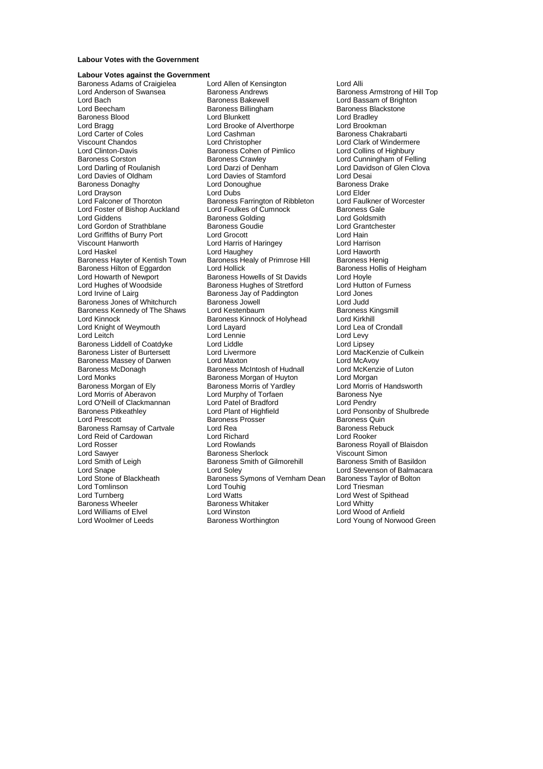**Labour Votes with the Government**

**Labour Votes against the Government**

Baroness Adams of Craigielea
Lord Allen of Kensington
Lord Alli
Lord Anderson of Swansea
Baroness Andrews
Baroness Armstrong of Hill Top
Lord Bach
Baroness Bakewell
Lord Bassam of Brighton
Lord Beecham
Baroness Billingham
Baroness Blackstone
Baroness Blood
Lord Blunkett
Lord Bradley
Lord Bragg
Lord Brooke of Alverthorpe
Lord Brookman
Lord Carter of Coles
Lord Cashman
Baroness Chakrabarti
Viscount Chandos
Lord Christopher
Lord Clark of Windermere
Lord Clinton-Davis
Baroness Cohen of Pimlico
Lord Collins of Highbury
Baroness Corston
Baroness Crawley
Lord Cunningham of Felling
Lord Darling of Roulanish
Lord Darzi of Denham
Lord Davidson of Glen Clova
Lord Davies of Oldham
Lord Davies of Stamford
Lord Desai
Baroness Donaghy
Lord Donoughue
Baroness Drake
Lord Drayson
Lord Dubs
Lord Elder
Lord Falconer of Thoroton
Baroness Farrington of Ribbleton
Lord Faulkner of Worcester
Lord Foster of Bishop Auckland
Lord Foulkes of Cumnock
Baroness Gale
Lord Giddens
Baroness Golding
Lord Goldsmith
Lord Gordon of Strathblane
Baroness Goudie
Lord Grantchester
Lord Griffiths of Burry Port
Lord Grocott
Lord Hain
Viscount Hanworth
Lord Harris of Haringey
Lord Harrison
Lord Haskel
Lord Haughey
Lord Haworth
Baroness Hayter of Kentish Town
Baroness Healy of Primrose Hill
Baroness Henig
Baroness Hilton of Eggardon
Lord Hollick
Baroness Hollis of Heigham
Lord Howarth of Newport
Baroness Howells of St Davids
Lord Hoyle
Lord Hughes of Woodside
Baroness Hughes of Stretford
Lord Hutton of Furness
Lord Irvine of Lairg
Baroness Jay of Paddington
Lord Jones
Baroness Jones of Whitchurch
Baroness Jowell
Lord Judd
Baroness Kennedy of The Shaws
Lord Kestenbaum
Baroness Kingsmill
Lord Kinnock
Baroness Kinnock of Holyhead
Lord Kirkhill
Lord Knight of Weymouth
Lord Layard
Lord Lea of Crondall
Lord Leitch
Lord Lennie
Lord Levy
Baroness Liddell of Coatdyke
Lord Liddle
Lord Lipsey
Baroness Lister of Burtersett
Lord Livermore
Lord MacKenzie of Culkein
Baroness Massey of Darwen
Lord Maxton
Lord McAvoy
Baroness McDonagh
Baroness McIntosh of Hudnall
Lord McKenzie of Luton
Lord Monks
Baroness Morgan of Huyton
Lord Morgan
Baroness Morgan of Ely
Baroness Morris of Yardley
Lord Morris of Handsworth
Lord Morris of Aberavon
Lord Murphy of Torfaen
Baroness Nye
Lord O'Neill of Clackmannan
Lord Patel of Bradford
Lord Pendry
Baroness Pitkeathley
Lord Plant of Highfield
Lord Ponsonby of Shulbrede
Lord Prescott
Baroness Prosser
Baroness Quin
Baroness Ramsay of Cartvale
Lord Rea
Baroness Rebuck
Lord Reid of Cardowan
Lord Richard
Lord Rooker
Lord Rosser
Lord Rowlands
Baroness Royall of Blaisdon
Lord Sawyer
Baroness Sherlock
Viscount Simon
Lord Smith of Leigh
Baroness Smith of Gilmorehill
Baroness Smith of Basildon
Lord Snape
Lord Soley
Lord Stevenson of Balmacara
Lord Stone of Blackheath
Baroness Symons of Vernham Dean
Baroness Taylor of Bolton
Lord Tomlinson
Lord Touhig
Lord Triesman
Lord Turnberg
Lord Watts
Lord West of Spithead
Baroness Wheeler
Baroness Whitaker
Lord Whitty
Lord Williams of Elvel
Lord Winston
Lord Wood of Anfield
Lord Woolmer of Leeds
Baroness Worthington
Lord Young of Norwood Green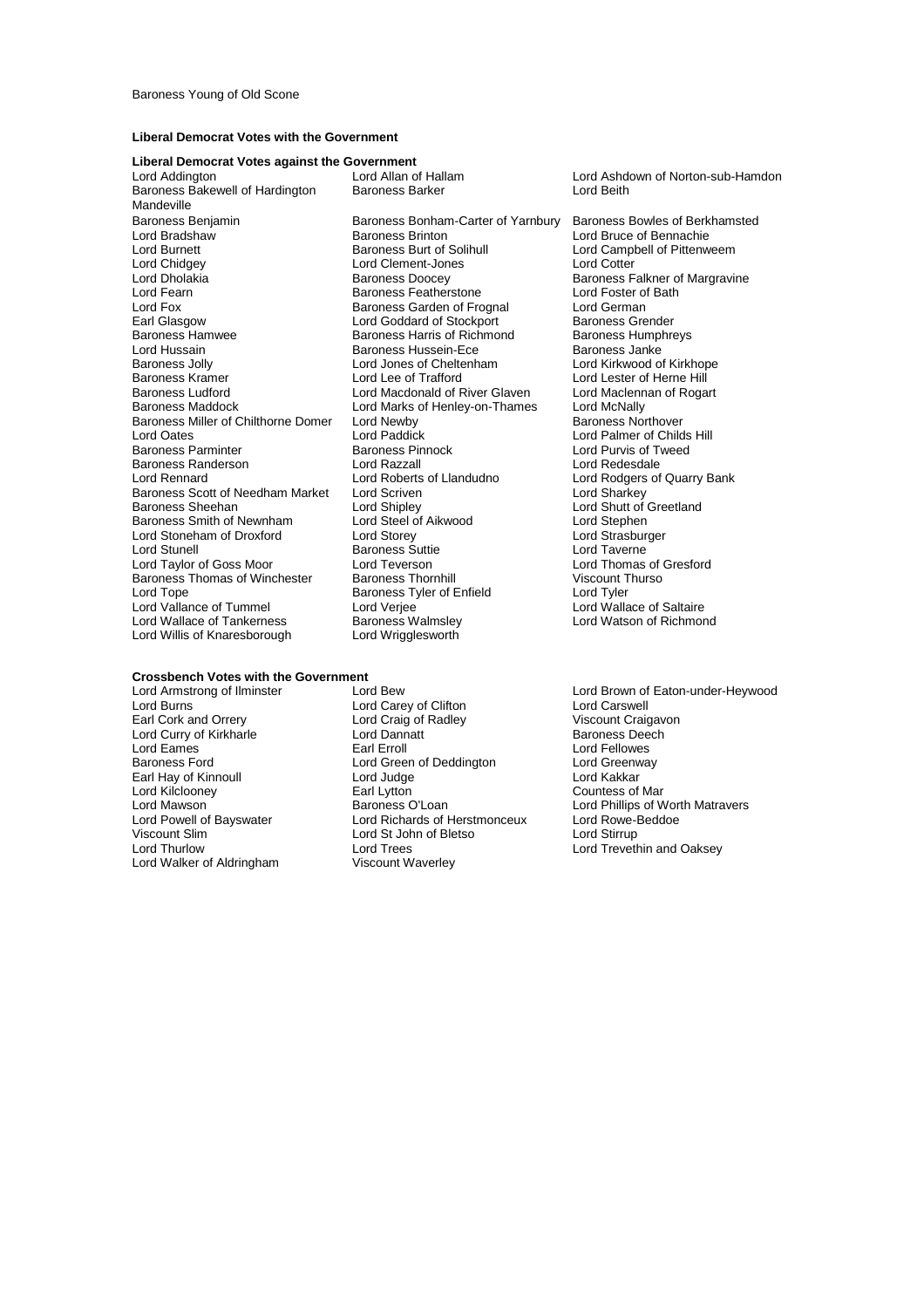Baroness Young of Old Scone

**Liberal Democrat Votes with the Government**

**Liberal Democrat Votes against the Government**

Lord Addington
Lord Allan of Hallam
Lord Ashdown of Norton-sub-Hamdon
Baroness Bakewell of Hardington Mandeville
Baroness Barker
Lord Beith
Baroness Benjamin
Baroness Bonham-Carter of Yarnbury
Baroness Bowles of Berkhamsted
Lord Bradshaw
Baroness Brinton
Lord Bruce of Bennachie
Lord Burnett
Baroness Burt of Solihull
Lord Campbell of Pittenweem
Lord Chidgey
Lord Clement-Jones
Lord Cotter
Lord Dholakia
Baroness Doocey
Baroness Falkner of Margravine
Lord Fearn
Baroness Featherstone
Lord Foster of Bath
Lord Fox
Baroness Garden of Frognal
Lord German
Earl Glasgow
Lord Goddard of Stockport
Baroness Grender
Baroness Hamwee
Baroness Harris of Richmond
Baroness Humphreys
Lord Hussain
Baroness Hussein-Ece
Baroness Janke
Baroness Jolly
Lord Jones of Cheltenham
Lord Kirkwood of Kirkhope
Baroness Kramer
Lord Lee of Trafford
Lord Lester of Herne Hill
Baroness Ludford
Lord Macdonald of River Glaven
Lord Maclennan of Rogart
Baroness Maddock
Lord Marks of Henley-on-Thames
Lord McNally
Baroness Miller of Chilthorne Domer
Lord Newby
Baroness Northover
Lord Oates
Lord Paddick
Lord Palmer of Childs Hill
Baroness Parminter
Baroness Pinnock
Lord Purvis of Tweed
Baroness Randerson
Lord Razzall
Lord Redesdale
Lord Rennard
Lord Roberts of Llandudno
Lord Rodgers of Quarry Bank
Baroness Scott of Needham Market
Lord Scriven
Lord Sharkey
Baroness Sheehan
Lord Shipley
Lord Shutt of Greetland
Baroness Smith of Newnham
Lord Steel of Aikwood
Lord Stephen
Lord Stoneham of Droxford
Lord Storey
Lord Strasburger
Lord Stunell
Baroness Suttie
Lord Taverne
Lord Taylor of Goss Moor
Lord Teverson
Lord Thomas of Gresford
Baroness Thomas of Winchester
Baroness Thornhill
Viscount Thurso
Lord Tope
Baroness Tyler of Enfield
Lord Tyler
Lord Vallance of Tummel
Lord Verjee
Lord Wallace of Saltaire
Lord Wallace of Tankerness
Baroness Walmsley
Lord Watson of Richmond
Lord Willis of Knaresborough
Lord Wrigglesworth

**Crossbench Votes with the Government**

Lord Armstrong of Ilminster
Lord Bew
Lord Brown of Eaton-under-Heywood
Lord Burns
Lord Carey of Clifton
Lord Carswell
Earl Cork and Orrery
Lord Craig of Radley
Viscount Craigavon
Lord Curry of Kirkharle
Lord Dannatt
Baroness Deech
Lord Eames
Earl Erroll
Lord Fellowes
Baroness Ford
Lord Green of Deddington
Lord Greenway
Earl Hay of Kinnoull
Lord Judge
Lord Kakkar
Lord Kilclooney
Earl Lytton
Countess of Mar
Lord Mawson
Baroness O'Loan
Lord Phillips of Worth Matravers
Lord Powell of Bayswater
Lord Richards of Herstmonceux
Lord Rowe-Beddoe
Viscount Slim
Lord St John of Bletso
Lord Stirrup
Lord Thurlow
Lord Trees
Lord Trevethin and Oaksey
Lord Walker of Aldringham
Viscount Waverley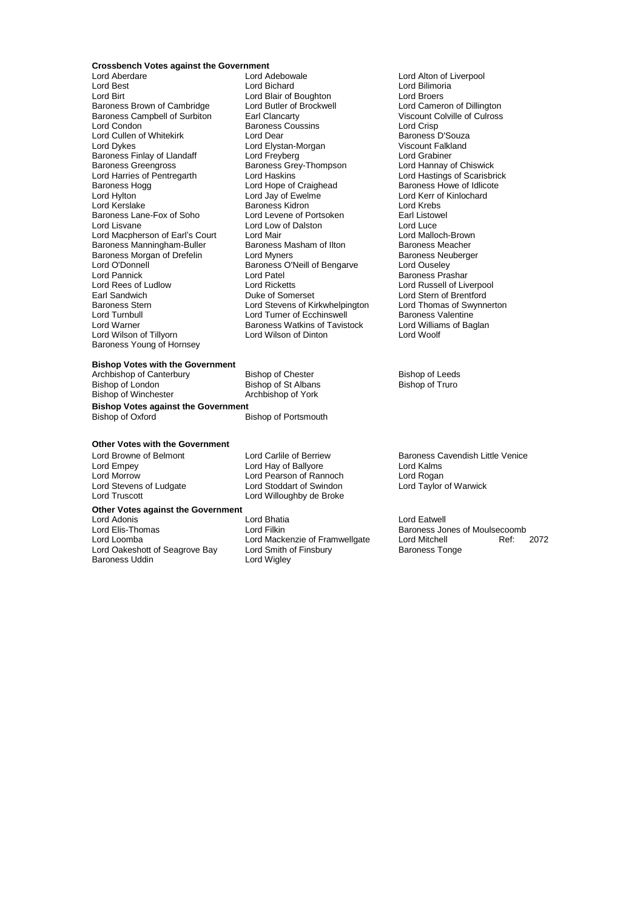**Crossbench Votes against the Government**

Lord Aberdare, Lord Adebowale, Lord Alton of Liverpool, Lord Best, Lord Bichard, Lord Bilimoria, Lord Birt, Lord Blair of Boughton, Lord Broers, Baroness Brown of Cambridge, Lord Butler of Brockwell, Lord Cameron of Dillington, Baroness Campbell of Surbiton, Earl Clancarty, Viscount Colville of Culross, Lord Condon, Baroness Coussins, Lord Crisp, Lord Cullen of Whitekirk, Lord Dear, Baroness D'Souza, Lord Dykes, Lord Elystan-Morgan, Viscount Falkland, Baroness Finlay of Llandaff, Lord Freyberg, Lord Grabiner, Baroness Greengross, Baroness Grey-Thompson, Lord Hannay of Chiswick, Lord Harries of Pentregarth, Lord Haskins, Lord Hastings of Scarisbrick, Baroness Hogg, Lord Hope of Craighead, Baroness Howe of Idlicote, Lord Hylton, Lord Jay of Ewelme, Lord Kerr of Kinlochard, Lord Kerslake, Baroness Kidron, Lord Krebs, Baroness Lane-Fox of Soho, Lord Levene of Portsoken, Earl Listowel, Lord Lisvane, Lord Low of Dalston, Lord Luce, Lord Macpherson of Earl's Court, Lord Mair, Lord Malloch-Brown, Baroness Manningham-Buller, Baroness Masham of Ilton, Baroness Meacher, Baroness Morgan of Drefelin, Lord Myners, Baroness Neuberger, Lord O'Donnell, Baroness O'Neill of Bengarve, Lord Ouseley, Lord Pannick, Lord Patel, Baroness Prashar, Lord Rees of Ludlow, Lord Ricketts, Lord Russell of Liverpool, Earl Sandwich, Duke of Somerset, Lord Stern of Brentford, Baroness Stern, Lord Stevens of Kirkwhelpington, Lord Thomas of Swynnerton, Lord Turnbull, Lord Turner of Ecchinswell, Baroness Valentine, Lord Warner, Baroness Watkins of Tavistock, Lord Williams of Baglan, Lord Wilson of Tillyorn, Lord Wilson of Dinton, Lord Woolf, Baroness Young of Hornsey

**Bishop Votes with the Government**

Archbishop of Canterbury, Bishop of Chester, Bishop of Leeds, Bishop of London, Bishop of St Albans, Bishop of Truro, Bishop of Winchester, Archbishop of York

**Bishop Votes against the Government**

Bishop of Oxford, Bishop of Portsmouth

**Other Votes with the Government**

Lord Browne of Belmont, Lord Carlile of Berriew, Baroness Cavendish Little Venice, Lord Empey, Lord Hay of Ballyore, Lord Kalms, Lord Morrow, Lord Pearson of Rannoch, Lord Rogan, Lord Stevens of Ludgate, Lord Stoddart of Swindon, Lord Taylor of Warwick, Lord Truscott, Lord Willoughby de Broke

**Other Votes against the Government**

Lord Adonis, Lord Bhatia, Lord Eatwell, Lord Elis-Thomas, Lord Filkin, Baroness Jones of Moulsecoomb, Lord Loomba, Lord Mackenzie of Framwellgate, Lord Mitchell, Lord Oakeshott of Seagrove Bay, Lord Smith of Finsbury, Baroness Tonge, Baroness Uddin, Lord Wigley

Ref: 2072